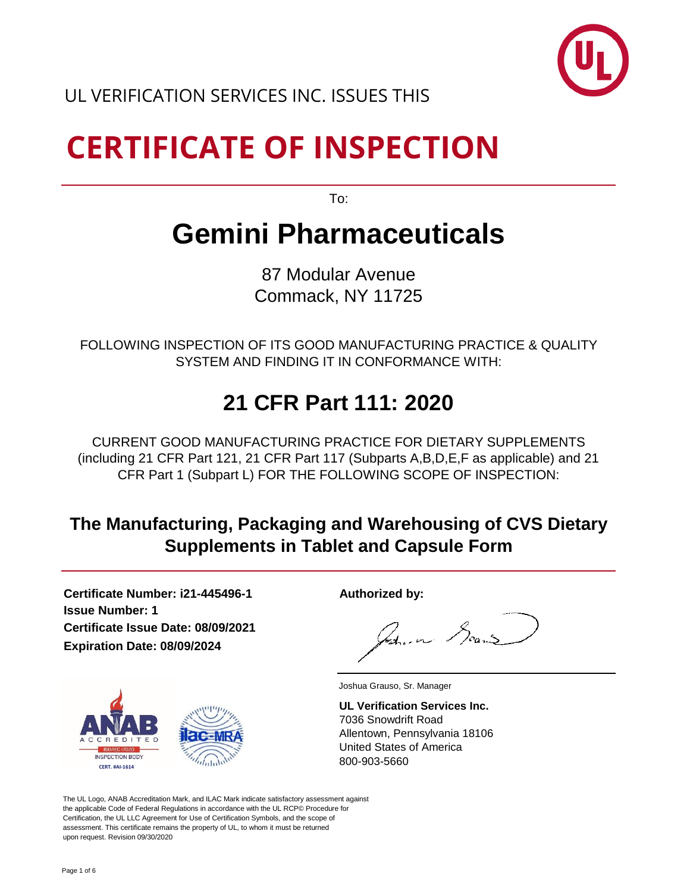UL VERIFICATION SERVICES INC. ISSUES THIS

# CERTIFICATE OF INSPECTION

To:

# Gemini Pharmaceuticals

87 Modular Avenue
Commack, NY 11725

FOLLOWING INSPECTION OF ITS GOOD MANUFACTURING PRACTICE & QUALITY SYSTEM AND FINDING IT IN CONFORMANCE WITH:

## 21 CFR Part 111: 2020

CURRENT GOOD MANUFACTURING PRACTICE FOR DIETARY SUPPLEMENTS (including 21 CFR Part 121, 21 CFR Part 117 (Subparts A,B,D,E,F as applicable) and 21 CFR Part 1 (Subpart L) FOR THE FOLLOWING SCOPE OF INSPECTION:

### The Manufacturing, Packaging and Warehousing of CVS Dietary Supplements in Tablet and Capsule Form

**Certificate Number: i21-445496-1**
**Issue Number: 1**
**Certificate Issue Date: 08/09/2021**
**Expiration Date: 08/09/2024**

ANAB ACCREDITED ISO/IEC 17020 INSPECTION BODY CERT. #AI-1614

ilac-MRA

**Authorized by:**

Joshua Grauso, Sr. Manager

**UL Verification Services Inc.**
7036 Snowdrift Road
Allentown, Pennsylvania 18106
United States of America
800-903-5660

The UL Logo, ANAB Accreditation Mark, and ILAC Mark indicate satisfactory assessment against the applicable Code of Federal Regulations in accordance with the UL RCP© Procedure for Certification, the UL LLC Agreement for Use of Certification Symbols, and the scope of assessment. This certificate remains the property of UL, to whom it must be returned upon request. Revision 09/30/2020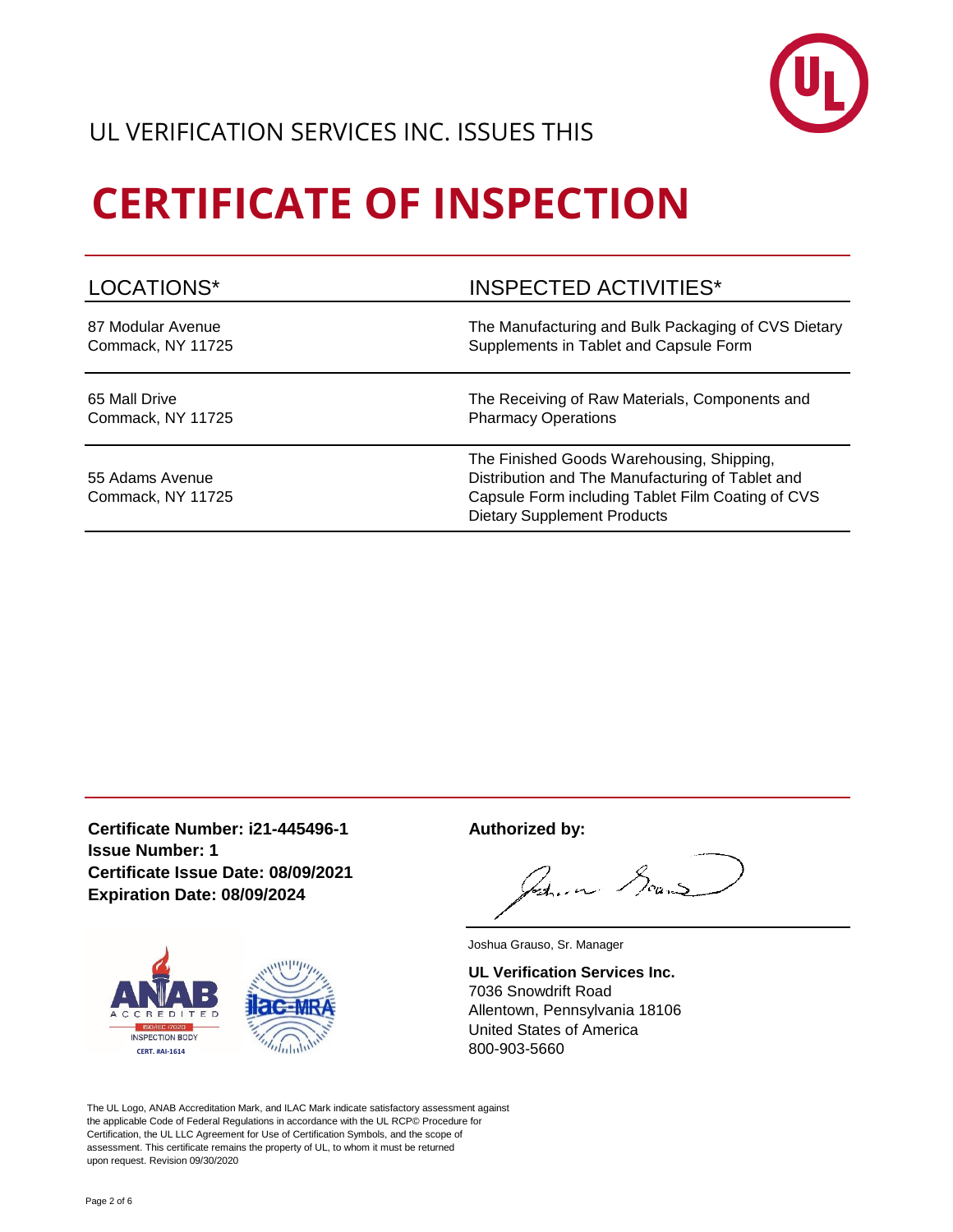UL VERIFICATION SERVICES INC. ISSUES THIS

# CERTIFICATE OF INSPECTION

| LOCATIONS* | INSPECTED ACTIVITIES* |
| --- | --- |
| 87 Modular Avenue<br>Commack, NY 11725 | The Manufacturing and Bulk Packaging of CVS Dietary Supplements in Tablet and Capsule Form |
| 65 Mall Drive<br>Commack, NY 11725 | The Receiving of Raw Materials, Components and Pharmacy Operations |
| 55 Adams Avenue<br>Commack, NY 11725 | The Finished Goods Warehousing, Shipping, Distribution and The Manufacturing of Tablet and Capsule Form including Tablet Film Coating of CVS Dietary Supplement Products |

**Certificate Number: i21-445496-1**
**Issue Number: 1**
**Certificate Issue Date: 08/09/2021**
**Expiration Date: 08/09/2024**

ANAB ACCREDITED ISO/IEC 17020 INSPECTION BODY CERT. #AI-1614

ilac-MRA

**Authorized by:**

Joshua Grauso, Sr. Manager

**UL Verification Services Inc.**
7036 Snowdrift Road
Allentown, Pennsylvania 18106
United States of America
800-903-5660

The UL Logo, ANAB Accreditation Mark, and ILAC Mark indicate satisfactory assessment against the applicable Code of Federal Regulations in accordance with the UL RCP© Procedure for Certification, the UL LLC Agreement for Use of Certification Symbols, and the scope of assessment. This certificate remains the property of UL, to whom it must be returned upon request. Revision 09/30/2020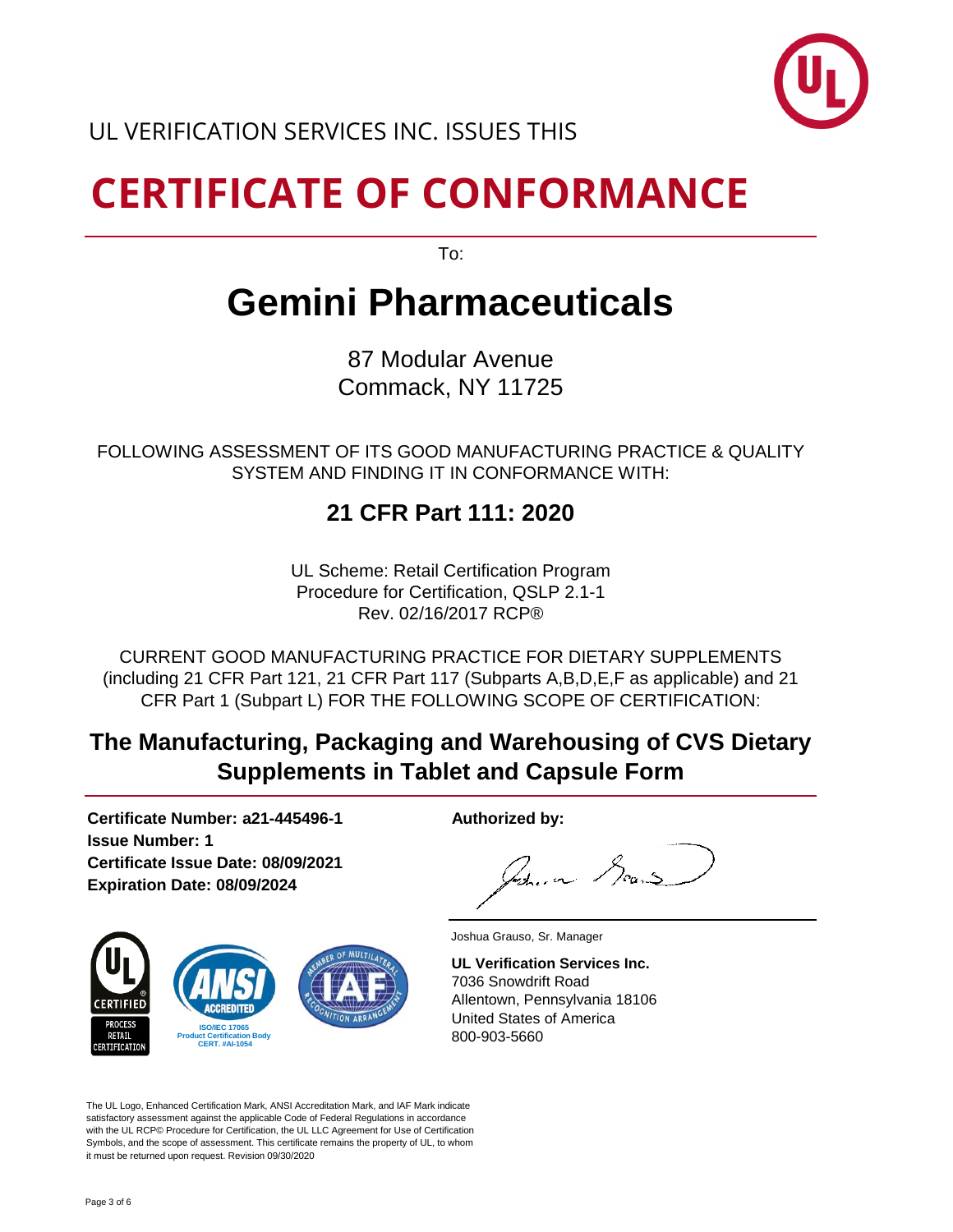UL VERIFICATION SERVICES INC. ISSUES THIS

# CERTIFICATE OF CONFORMANCE

To:

## Gemini Pharmaceuticals

87 Modular Avenue
Commack, NY 11725

FOLLOWING ASSESSMENT OF ITS GOOD MANUFACTURING PRACTICE & QUALITY SYSTEM AND FINDING IT IN CONFORMANCE WITH:

### 21 CFR Part 111: 2020

UL Scheme: Retail Certification Program
Procedure for Certification, QSLP 2.1-1
Rev. 02/16/2017 RCP®

CURRENT GOOD MANUFACTURING PRACTICE FOR DIETARY SUPPLEMENTS (including 21 CFR Part 121, 21 CFR Part 117 (Subparts A,B,D,E,F as applicable) and 21 CFR Part 1 (Subpart L) FOR THE FOLLOWING SCOPE OF CERTIFICATION:

### The Manufacturing, Packaging and Warehousing of CVS Dietary Supplements in Tablet and Capsule Form

**Certificate Number: a21-445496-1**
**Issue Number: 1**
**Certificate Issue Date: 08/09/2021**
**Expiration Date: 08/09/2024**

**Authorized by:**

Joshua Grauso, Sr. Manager

**UL Verification Services Inc.**
7036 Snowdrift Road
Allentown, Pennsylvania 18106
United States of America
800-903-5660

UL CERTIFIED PROCESS RETAIL CERTIFICATION

ANSI ACCREDITED ISO/IEC 17065 Product Certification Body CERT. #AI-1054

MEMBER OF MULTILATERAL RECOGNITION ARRANGEMENT IAF

The UL Logo, Enhanced Certification Mark, ANSI Accreditation Mark, and IAF Mark indicate satisfactory assessment against the applicable Code of Federal Regulations in accordance with the UL RCP© Procedure for Certification, the UL LLC Agreement for Use of Certification Symbols, and the scope of assessment. This certificate remains the property of UL, to whom it must be returned upon request. Revision 09/30/2020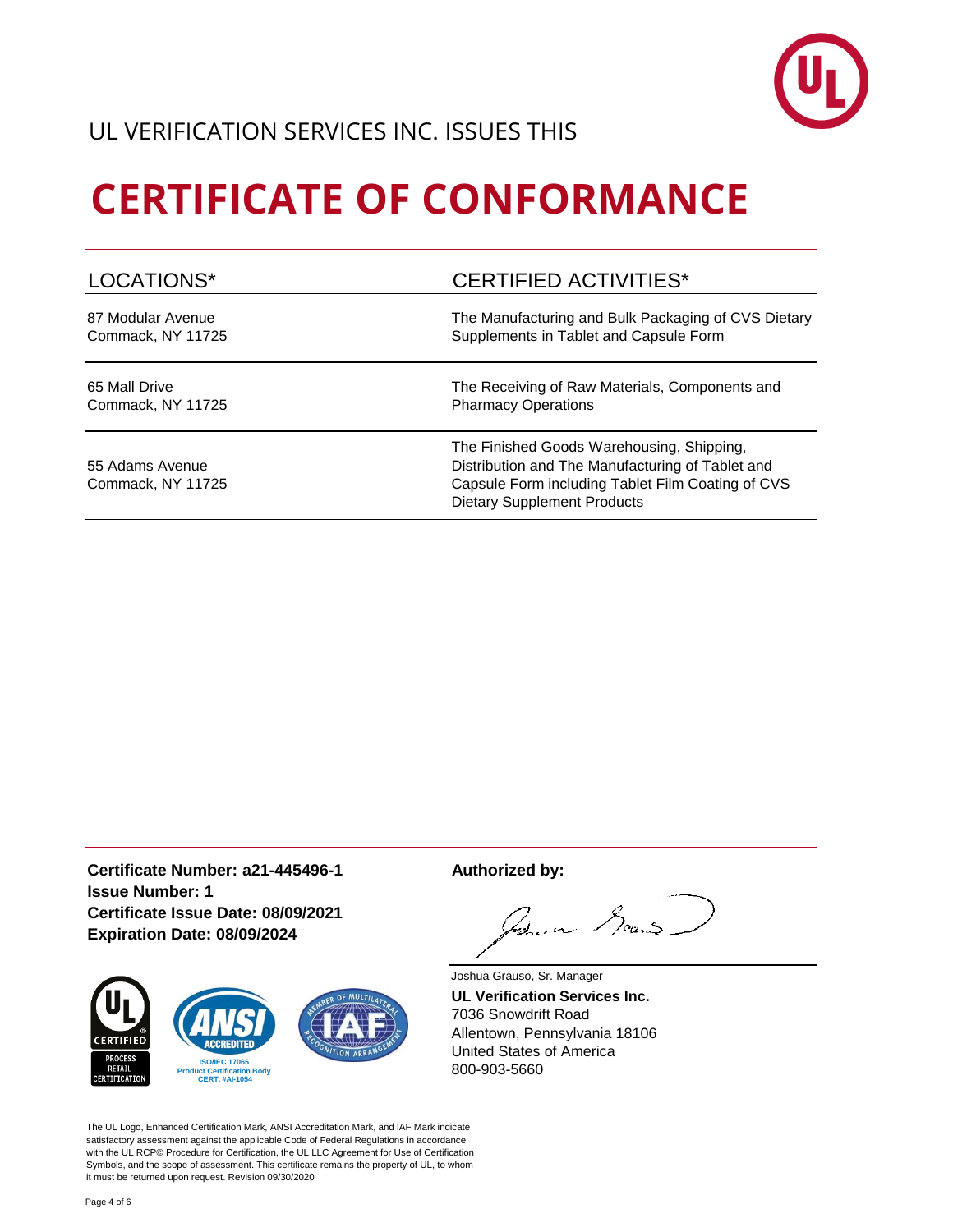UL VERIFICATION SERVICES INC. ISSUES THIS

# CERTIFICATE OF CONFORMANCE

| LOCATIONS* | CERTIFIED ACTIVITIES* |
| --- | --- |
| 87 Modular Avenue<br>Commack, NY 11725 | The Manufacturing and Bulk Packaging of CVS Dietary Supplements in Tablet and Capsule Form |
| 65 Mall Drive<br>Commack, NY 11725 | The Receiving of Raw Materials, Components and Pharmacy Operations |
| 55 Adams Avenue<br>Commack, NY 11725 | The Finished Goods Warehousing, Shipping, Distribution and The Manufacturing of Tablet and Capsule Form including Tablet Film Coating of CVS Dietary Supplement Products |

**Certificate Number: a21-445496-1**
**Issue Number: 1**
**Certificate Issue Date: 08/09/2021**
**Expiration Date: 08/09/2024**

UL CERTIFIED PROCESS RETAIL CERTIFICATION

ANSI ACCREDITED ISO/IEC 17065 Product Certification Body CERT. #AI-1054

IAF MEMBER OF MULTILATERAL RECOGNITION ARRANGEMENT

**Authorized by:**

Joshua Grauso, Sr. Manager
**UL Verification Services Inc.**
7036 Snowdrift Road
Allentown, Pennsylvania 18106
United States of America
800-903-5660

The UL Logo, Enhanced Certification Mark, ANSI Accreditation Mark, and IAF Mark indicate satisfactory assessment against the applicable Code of Federal Regulations in accordance with the UL RCP© Procedure for Certification, the UL LLC Agreement for Use of Certification Symbols, and the scope of assessment. This certificate remains the property of UL, to whom it must be returned upon request. Revision 09/30/2020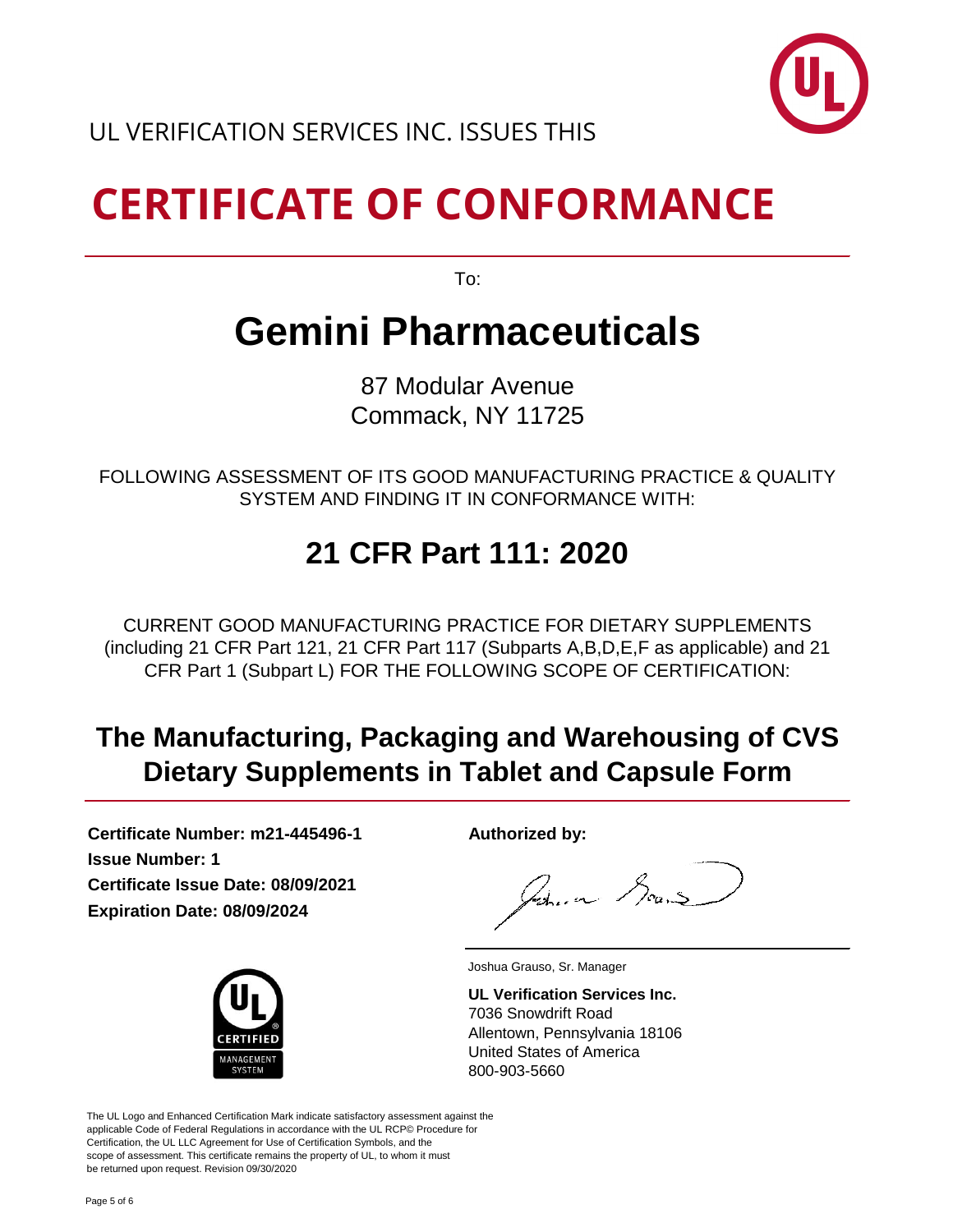UL VERIFICATION SERVICES INC. ISSUES THIS

# CERTIFICATE OF CONFORMANCE

To:

# Gemini Pharmaceuticals

87 Modular Avenue
Commack, NY 11725

FOLLOWING ASSESSMENT OF ITS GOOD MANUFACTURING PRACTICE & QUALITY SYSTEM AND FINDING IT IN CONFORMANCE WITH:

## 21 CFR Part 111: 2020

CURRENT GOOD MANUFACTURING PRACTICE FOR DIETARY SUPPLEMENTS (including 21 CFR Part 121, 21 CFR Part 117 (Subparts A,B,D,E,F as applicable) and 21 CFR Part 1 (Subpart L) FOR THE FOLLOWING SCOPE OF CERTIFICATION:

## The Manufacturing, Packaging and Warehousing of CVS Dietary Supplements in Tablet and Capsule Form

**Certificate Number: m21-445496-1**
**Issue Number: 1**
**Certificate Issue Date: 08/09/2021**
**Expiration Date: 08/09/2024**

**Authorized by:**

Joshua Grauso, Sr. Manager

**UL Verification Services Inc.**
7036 Snowdrift Road
Allentown, Pennsylvania 18106
United States of America
800-903-5660

UL CERTIFIED MANAGEMENT SYSTEM

The UL Logo and Enhanced Certification Mark indicate satisfactory assessment against the applicable Code of Federal Regulations in accordance with the UL RCP© Procedure for Certification, the UL LLC Agreement for Use of Certification Symbols, and the scope of assessment. This certificate remains the property of UL, to whom it must be returned upon request. Revision 09/30/2020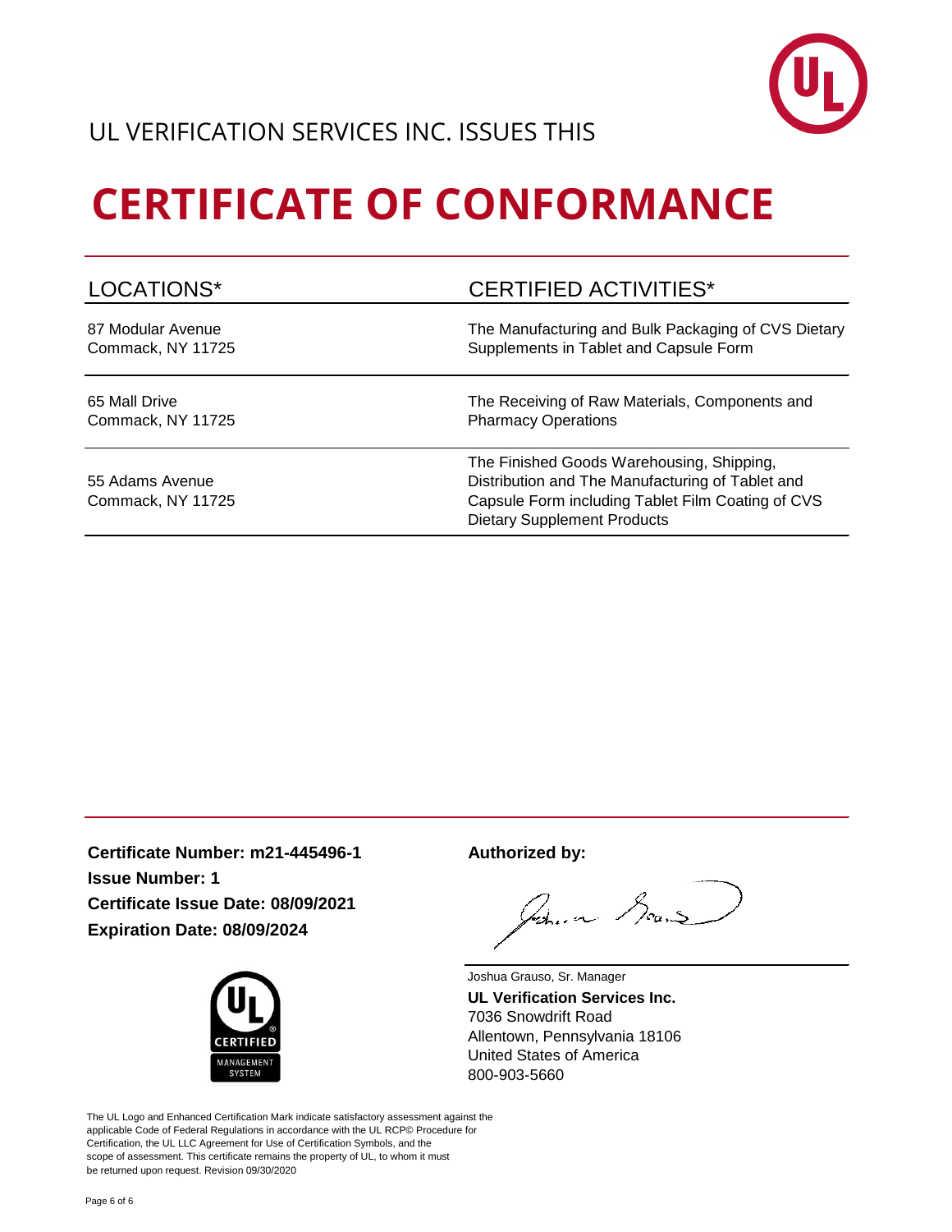UL VERIFICATION SERVICES INC. ISSUES THIS

# CERTIFICATE OF CONFORMANCE

| LOCATIONS* | CERTIFIED ACTIVITIES* |
| --- | --- |
| 87 Modular Avenue<br>Commack, NY 11725 | The Manufacturing and Bulk Packaging of CVS Dietary Supplements in Tablet and Capsule Form |
| 65 Mall Drive<br>Commack, NY 11725 | The Receiving of Raw Materials, Components and Pharmacy Operations |
| 55 Adams Avenue<br>Commack, NY 11725 | The Finished Goods Warehousing, Shipping, Distribution and The Manufacturing of Tablet and Capsule Form including Tablet Film Coating of CVS Dietary Supplement Products |

**Certificate Number: m21-445496-1**
**Issue Number: 1**
**Certificate Issue Date: 08/09/2021**
**Expiration Date: 08/09/2024**

**Authorized by:**

Joshua Grauso, Sr. Manager
**UL Verification Services Inc.**
7036 Snowdrift Road
Allentown, Pennsylvania 18106
United States of America
800-903-5660

The UL Logo and Enhanced Certification Mark indicate satisfactory assessment against the applicable Code of Federal Regulations in accordance with the UL RCP© Procedure for Certification, the UL LLC Agreement for Use of Certification Symbols, and the scope of assessment. This certificate remains the property of UL, to whom it must be returned upon request. Revision 09/30/2020